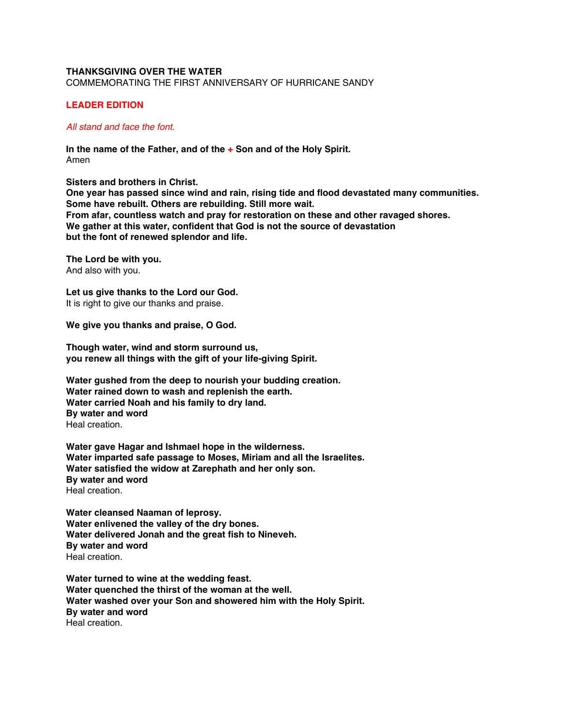**THANKSGIVING OVER THE WATER**
COMMEMORATING THE FIRST ANNIVERSARY OF HURRICANE SANDY

**LEADER EDITION**

*All stand and face the font.*

**In the name of the Father, and of the + Son and of the Holy Spirit.**
Amen

**Sisters and brothers in Christ.**
**One year has passed since wind and rain, rising tide and flood devastated many communities.**
**Some have rebuilt. Others are rebuilding. Still more wait.**
**From afar, countless watch and pray for restoration on these and other ravaged shores.**
**We gather at this water, confident that God is not the source of devastation**
**but the font of renewed splendor and life.**

**The Lord be with you.**
And also with you.

**Let us give thanks to the Lord our God.**
It is right to give our thanks and praise.

**We give you thanks and praise, O God.**

**Though water, wind and storm surround us,**
**you renew all things with the gift of your life-giving Spirit.**

**Water gushed from the deep to nourish your budding creation.**
**Water rained down to wash and replenish the earth.**
**Water carried Noah and his family to dry land.**
**By water and word**
Heal creation.

**Water gave Hagar and Ishmael hope in the wilderness.**
**Water imparted safe passage to Moses, Miriam and all the Israelites.**
**Water satisfied the widow at Zarephath and her only son.**
**By water and word**
Heal creation.

**Water cleansed Naaman of leprosy.**
**Water enlivened the valley of the dry bones.**
**Water delivered Jonah and the great fish to Nineveh.**
**By water and word**
Heal creation.

**Water turned to wine at the wedding feast.**
**Water quenched the thirst of the woman at the well.**
**Water washed over your Son and showered him with the Holy Spirit.**
**By water and word**
Heal creation.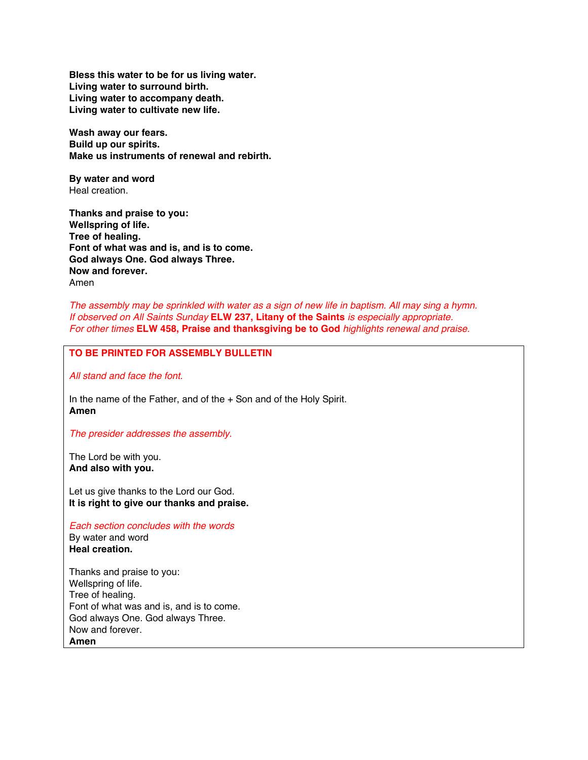**Bless this water to be for us living water.**
**Living water to surround birth.**
**Living water to accompany death.**
**Living water to cultivate new life.**

**Wash away our fears.**
**Build up our spirits.**
**Make us instruments of renewal and rebirth.**

**By water and word**
Heal creation.

**Thanks and praise to you:**
**Wellspring of life.**
**Tree of healing.**
**Font of what was and is, and is to come.**
**God always One. God always Three.**
**Now and forever.**
Amen

*The assembly may be sprinkled with water as a sign of new life in baptism. All may sing a hymn.*
*If observed on All Saints Sunday* **ELW 237, Litany of the Saints** *is especially appropriate.*
*For other times* **ELW 458, Praise and thanksgiving be to God** *highlights renewal and praise.*

---

**TO BE PRINTED FOR ASSEMBLY BULLETIN**

*All stand and face the font.*

In the name of the Father, and of the + Son and of the Holy Spirit.
**Amen**

*The presider addresses the assembly.*

The Lord be with you.
**And also with you.**

Let us give thanks to the Lord our God.
**It is right to give our thanks and praise.**

*Each section concludes with the words*
By water and word
**Heal creation.**

Thanks and praise to you:
Wellspring of life.
Tree of healing.
Font of what was and is, and is to come.
God always One. God always Three.
Now and forever.
**Amen**

---